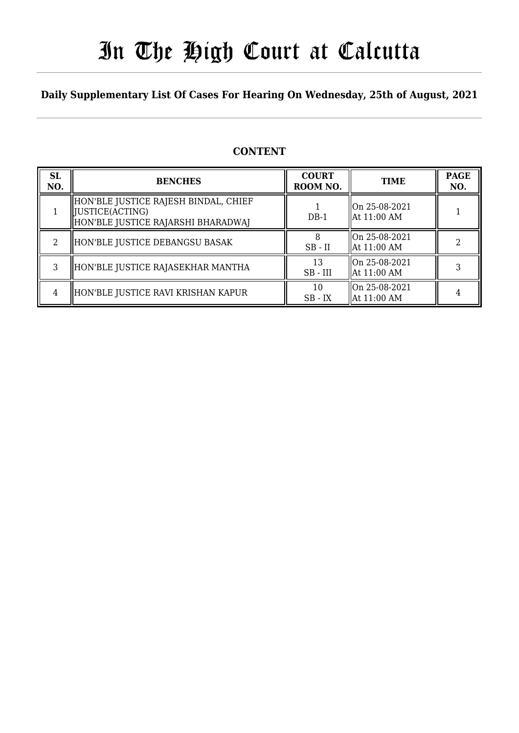# In The High Court at Calcutta

**Daily Supplementary List Of Cases For Hearing On Wednesday, 25th of August, 2021**

## CONTENT

| SL NO. | BENCHES | COURT ROOM NO. | TIME | PAGE NO. |
|---|---|---|---|---|
| 1 | HON'BLE JUSTICE RAJESH BINDAL, CHIEF JUSTICE(ACTING)<br>HON'BLE JUSTICE RAJARSHI BHARADWAJ | 1<br>DB-1 | On 25-08-2021<br>At 11:00 AM | 1 |
| 2 | HON'BLE JUSTICE DEBANGSU BASAK | 8<br>SB - II | On 25-08-2021<br>At 11:00 AM | 2 |
| 3 | HON'BLE JUSTICE RAJASEKHAR MANTHA | 13<br>SB - III | On 25-08-2021<br>At 11:00 AM | 3 |
| 4 | HON'BLE JUSTICE RAVI KRISHAN KAPUR | 10<br>SB - IX | On 25-08-2021<br>At 11:00 AM | 4 |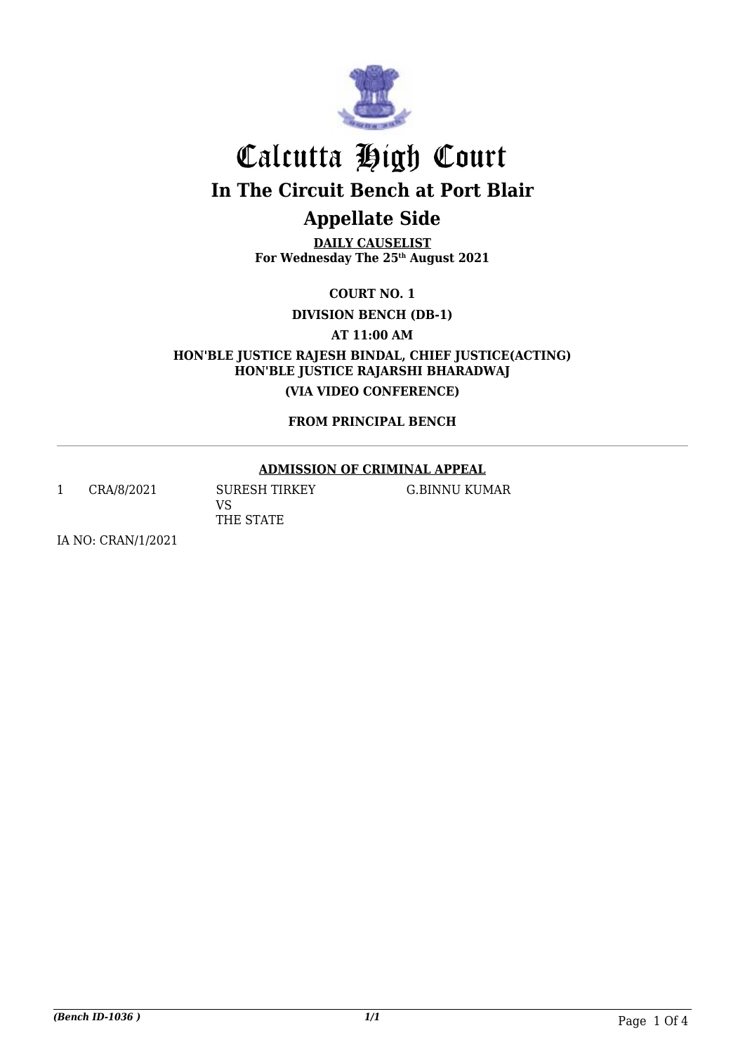# Calcutta High Court

## In The Circuit Bench at Port Blair

## Appellate Side

**DAILY CAUSELIST**
**For Wednesday The 25th August 2021**

**COURT NO. 1**

**DIVISION BENCH (DB-1)**

**AT 11:00 AM**

**HON'BLE JUSTICE RAJESH BINDAL, CHIEF JUSTICE(ACTING)**
**HON'BLE JUSTICE RAJARSHI BHARADWAJ**

**(VIA VIDEO CONFERENCE)**

**FROM PRINCIPAL BENCH**

---

**ADMISSION OF CRIMINAL APPEAL**

| | | | |
|---|---|---|---|
| 1 | CRA/8/2021 | SURESH TIRKEY<br>VS<br>THE STATE | G.BINNU KUMAR |

IA NO: CRAN/1/2021

*(Bench ID-1036 )*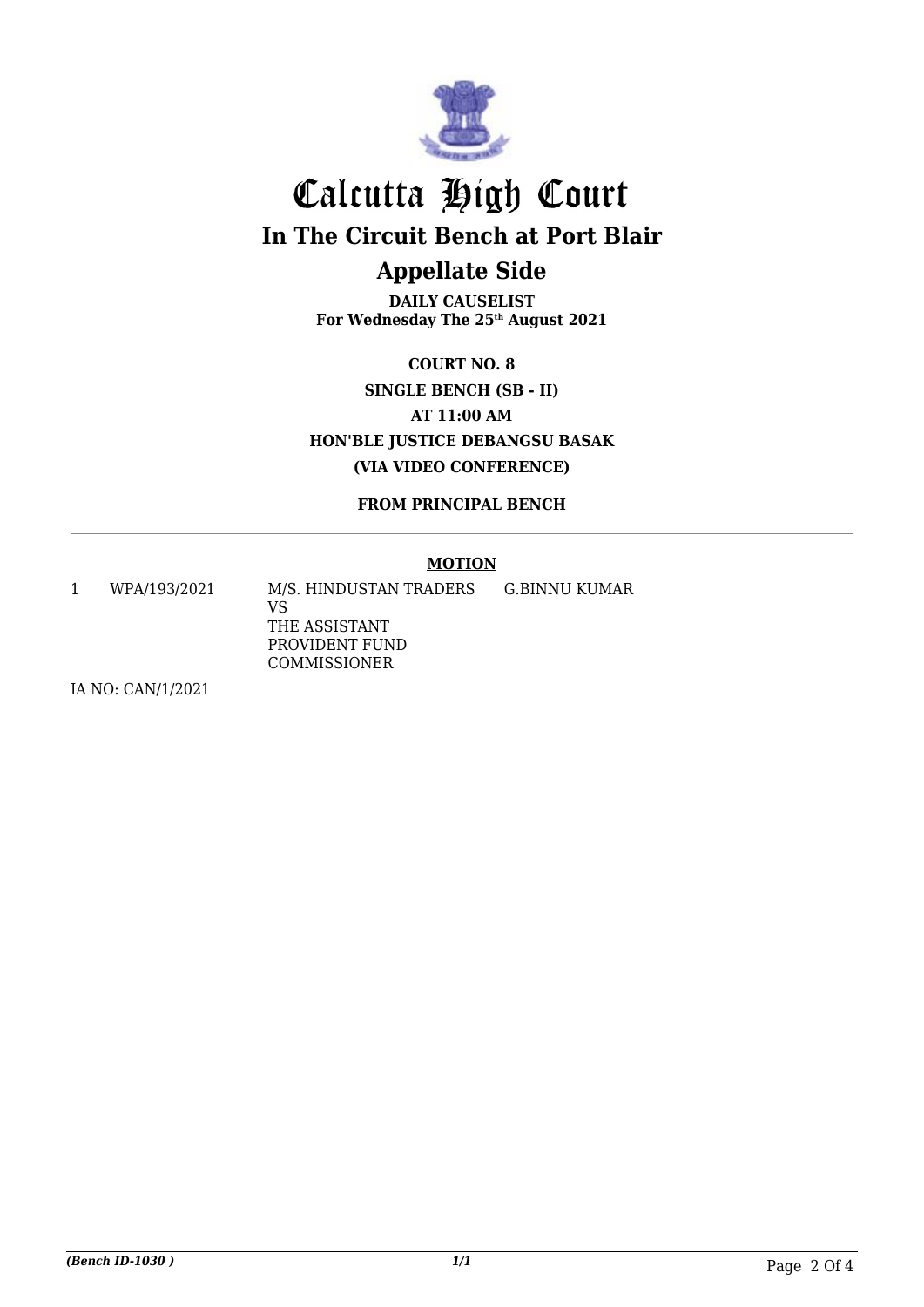# Calcutta High Court

## In The Circuit Bench at Port Blair

## Appellate Side

**DAILY CAUSELIST**
**For Wednesday The 25th August 2021**

**COURT NO. 8**
**SINGLE BENCH (SB - II)**
**AT 11:00 AM**
**HON'BLE JUSTICE DEBANGSU BASAK**
**(VIA VIDEO CONFERENCE)**

**FROM PRINCIPAL BENCH**

**MOTION**

| | | | |
|---|---|---|---|
| 1 | WPA/193/2021 | M/S. HINDUSTAN TRADERS VS THE ASSISTANT PROVIDENT FUND COMMISSIONER | G.BINNU KUMAR |

IA NO: CAN/1/2021

*(Bench ID-1030 )*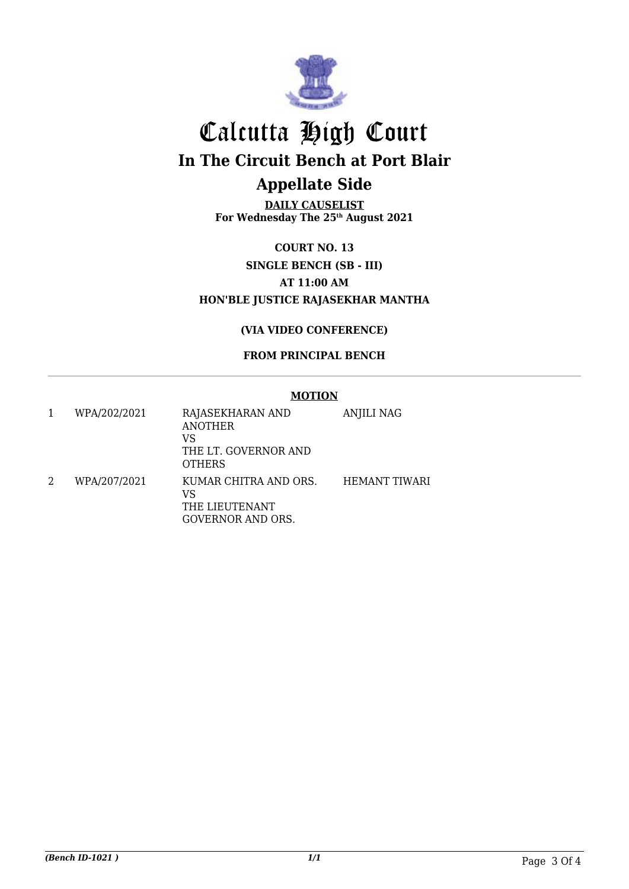# Calcutta High Court

## In The Circuit Bench at Port Blair

## Appellate Side

**DAILY CAUSELIST**
**For Wednesday The 25th August 2021**

**COURT NO. 13**

**SINGLE BENCH (SB - III)**

**AT 11:00 AM**

**HON'BLE JUSTICE RAJASEKHAR MANTHA**

**(VIA VIDEO CONFERENCE)**

**FROM PRINCIPAL BENCH**

**MOTION**

| | | | |
|---|---|---|---|
| 1 | WPA/202/2021 | RAJASEKHARAN AND ANOTHER VS THE LT. GOVERNOR AND OTHERS | ANJILI NAG |
| 2 | WPA/207/2021 | KUMAR CHITRA AND ORS. VS THE LIEUTENANT GOVERNOR AND ORS. | HEMANT TIWARI |

*(Bench ID-1021 )*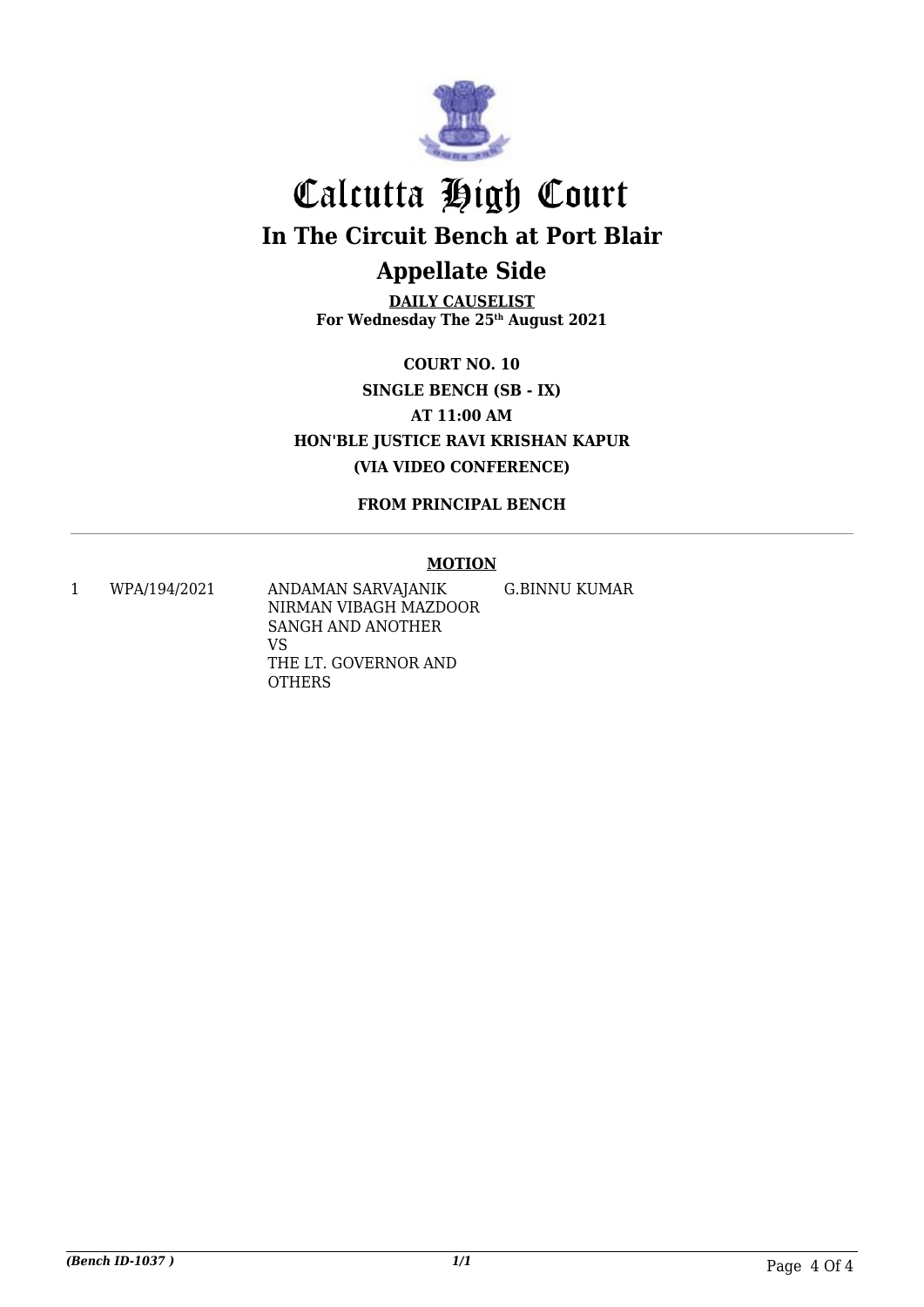# Calcutta High Court

## In The Circuit Bench at Port Blair

## Appellate Side

**DAILY CAUSELIST**
**For Wednesday The 25th August 2021**

**COURT NO. 10**
**SINGLE BENCH (SB - IX)**
**AT 11:00 AM**
**HON'BLE JUSTICE RAVI KRISHAN KAPUR**
**(VIA VIDEO CONFERENCE)**

**FROM PRINCIPAL BENCH**

**MOTION**

| | | | |
|---|---|---|---|
| 1 | WPA/194/2021 | ANDAMAN SARVAJANIK NIRMAN VIBAGH MAZDOOR SANGH AND ANOTHER VS THE LT. GOVERNOR AND OTHERS | G.BINNU KUMAR |

*(Bench ID-1037 )*